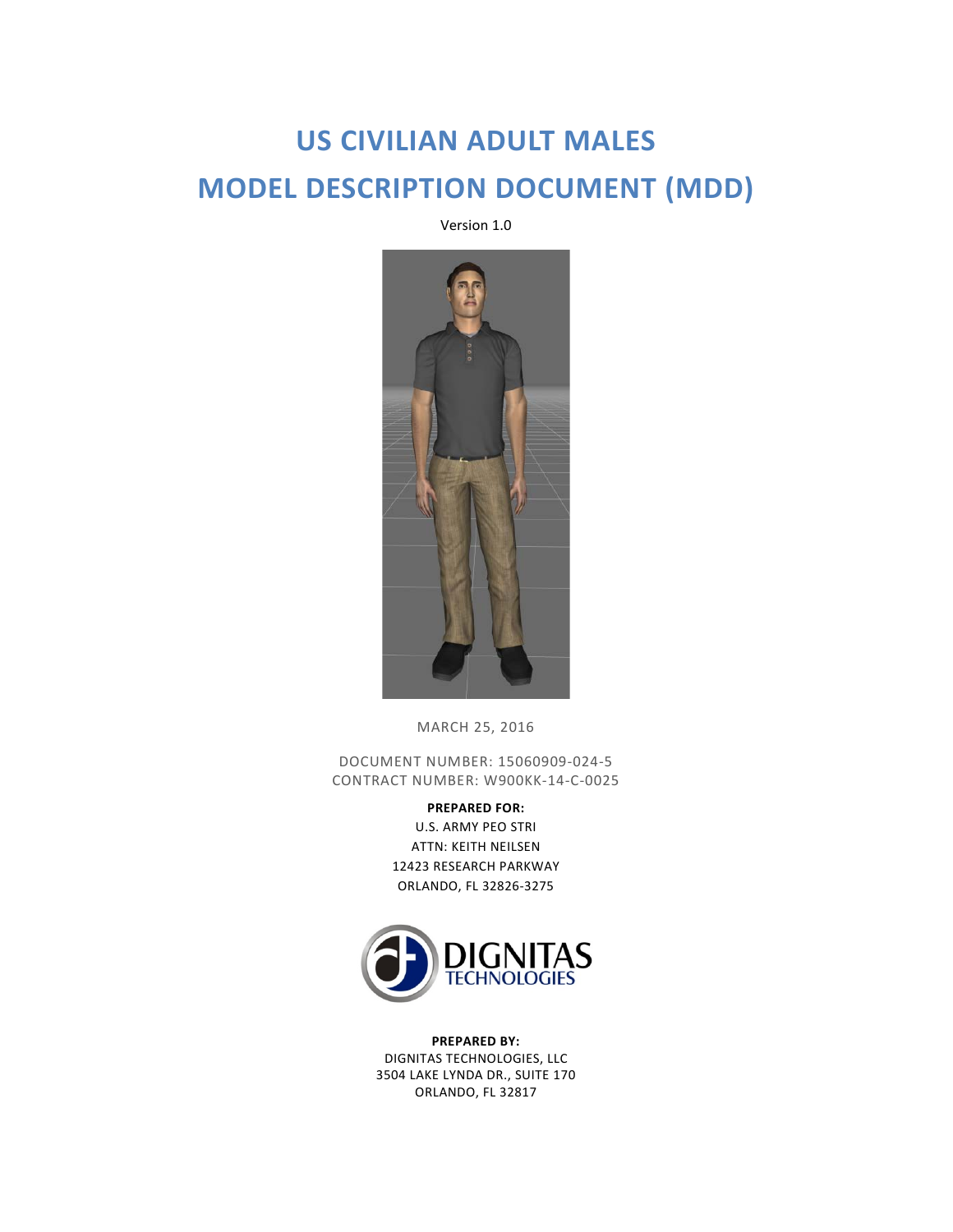# US CIVILIAN ADULT MALES

# MODEL DESCRIPTION DOCUMENT (MDD)

Version 1.0

MARCH 25, 2016

DOCUMENT NUMBER: 15060909-024-5
CONTRACT NUMBER: W900KK-14-C-0025

**PREPARED FOR:**
U.S. ARMY PEO STRI
ATTN: KEITH NEILSEN
12423 RESEARCH PARKWAY
ORLANDO, FL 32826-3275

DIGNITAS TECHNOLOGIES

**PREPARED BY:**
DIGNITAS TECHNOLOGIES, LLC
3504 LAKE LYNDA DR., SUITE 170
ORLANDO, FL 32817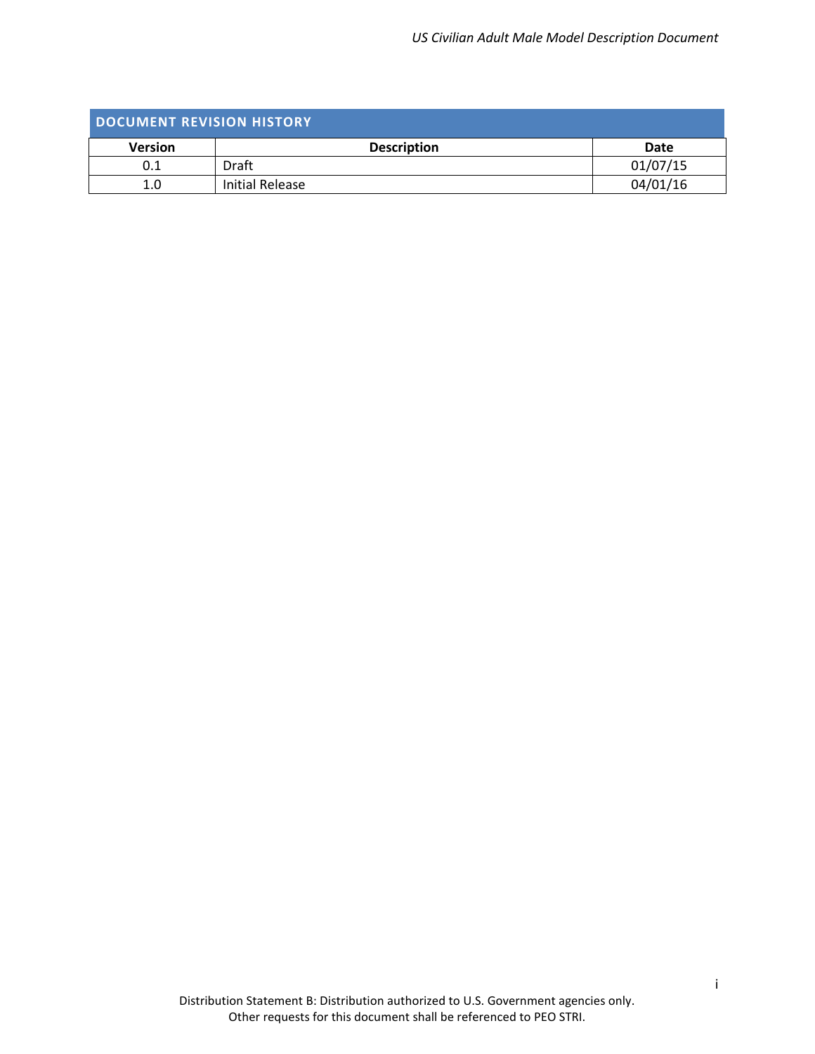## DOCUMENT REVISION HISTORY

| Version | Description | Date |
|---|---|---|
| 0.1 | Draft | 01/07/15 |
| 1.0 | Initial Release | 04/01/16 |

Distribution Statement B: Distribution authorized to U.S. Government agencies only. Other requests for this document shall be referenced to PEO STRI.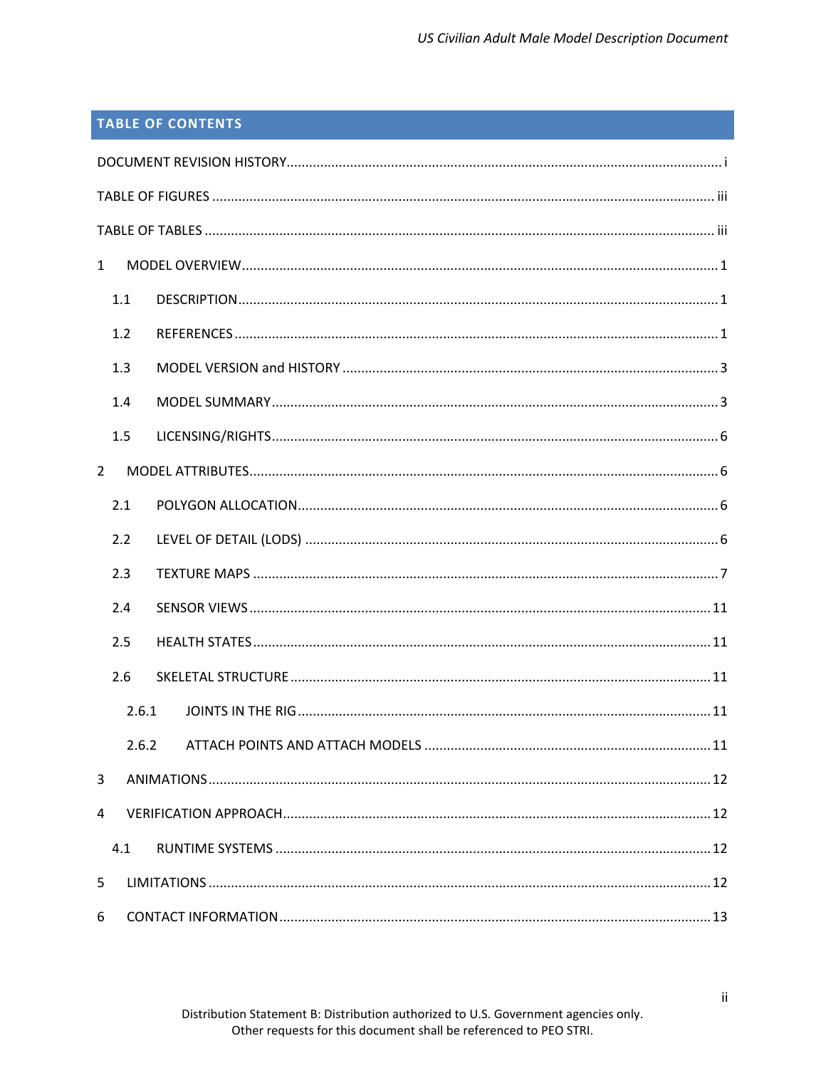## TABLE OF CONTENTS

DOCUMENT REVISION HISTORY .......... i

TABLE OF FIGURES .......... iii

TABLE OF TABLES .......... iii

1 MODEL OVERVIEW .......... 1

- 1.1 DESCRIPTION .......... 1
- 1.2 REFERENCES .......... 1
- 1.3 MODEL VERSION and HISTORY .......... 3
- 1.4 MODEL SUMMARY .......... 3
- 1.5 LICENSING/RIGHTS .......... 6

2 MODEL ATTRIBUTES .......... 6

- 2.1 POLYGON ALLOCATION .......... 6
- 2.2 LEVEL OF DETAIL (LODS) .......... 6
- 2.3 TEXTURE MAPS .......... 7
- 2.4 SENSOR VIEWS .......... 11
- 2.5 HEALTH STATES .......... 11
- 2.6 SKELETAL STRUCTURE .......... 11
  - 2.6.1 JOINTS IN THE RIG .......... 11
  - 2.6.2 ATTACH POINTS AND ATTACH MODELS .......... 11

3 ANIMATIONS .......... 12

4 VERIFICATION APPROACH .......... 12

- 4.1 RUNTIME SYSTEMS .......... 12

5 LIMITATIONS .......... 12

6 CONTACT INFORMATION .......... 13

Distribution Statement B: Distribution authorized to U.S. Government agencies only.
Other requests for this document shall be referenced to PEO STRI.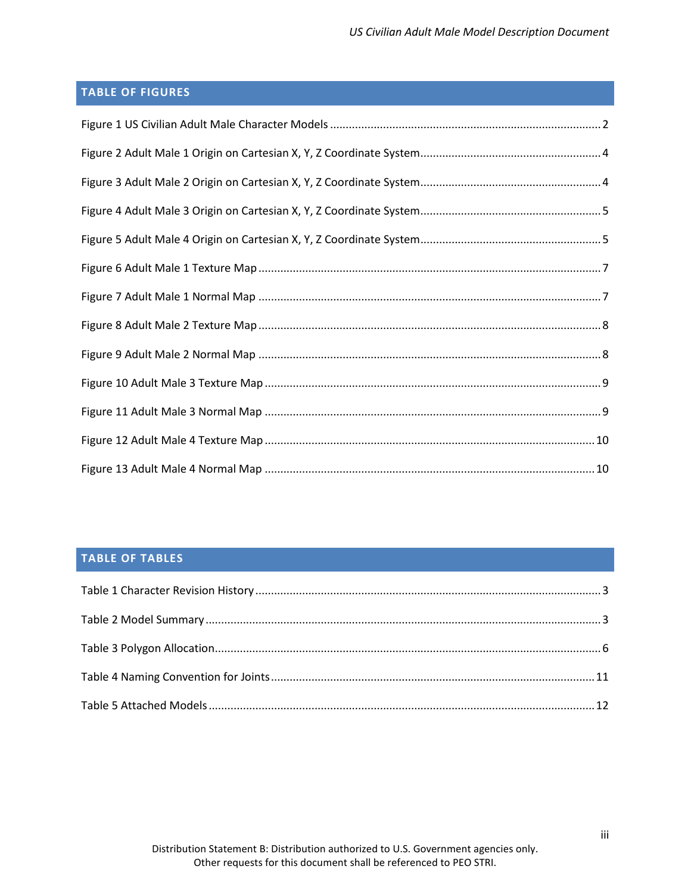## TABLE OF FIGURES

Figure 1 US Civilian Adult Male Character Models ........................................................................................ 2

Figure 2 Adult Male 1 Origin on Cartesian X, Y, Z Coordinate System........................................................ 4

Figure 3 Adult Male 2 Origin on Cartesian X, Y, Z Coordinate System........................................................ 4

Figure 4 Adult Male 3 Origin on Cartesian X, Y, Z Coordinate System........................................................ 5

Figure 5 Adult Male 4 Origin on Cartesian X, Y, Z Coordinate System........................................................ 5

Figure 6 Adult Male 1 Texture Map ............................................................................................................ 7

Figure 7 Adult Male 1 Normal Map ............................................................................................................ 7

Figure 8 Adult Male 2 Texture Map ............................................................................................................ 8

Figure 9 Adult Male 2 Normal Map ............................................................................................................ 8

Figure 10 Adult Male 3 Texture Map .......................................................................................................... 9

Figure 11 Adult Male 3 Normal Map .......................................................................................................... 9

Figure 12 Adult Male 4 Texture Map ........................................................................................................ 10

Figure 13 Adult Male 4 Normal Map ........................................................................................................ 10

## TABLE OF TABLES

Table 1 Character Revision History ............................................................................................................. 3

Table 2 Model Summary ............................................................................................................................. 3

Table 3 Polygon Allocation.......................................................................................................................... 6

Table 4 Naming Convention for Joints...................................................................................................... 11

Table 5 Attached Models .......................................................................................................................... 12

Distribution Statement B: Distribution authorized to U.S. Government agencies only.
Other requests for this document shall be referenced to PEO STRI.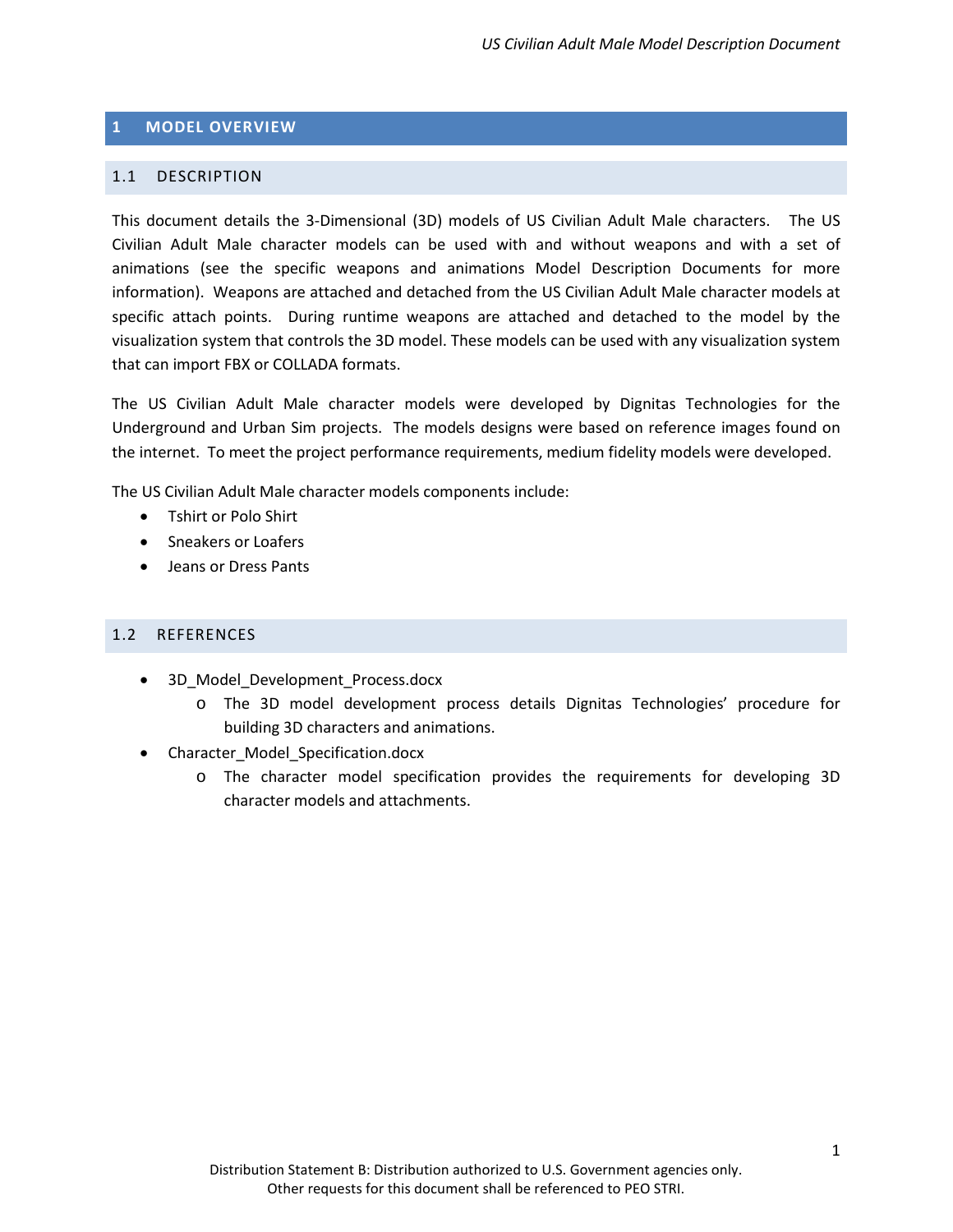# 1 MODEL OVERVIEW

## 1.1 DESCRIPTION

This document details the 3-Dimensional (3D) models of US Civilian Adult Male characters. The US Civilian Adult Male character models can be used with and without weapons and with a set of animations (see the specific weapons and animations Model Description Documents for more information). Weapons are attached and detached from the US Civilian Adult Male character models at specific attach points. During runtime weapons are attached and detached to the model by the visualization system that controls the 3D model. These models can be used with any visualization system that can import FBX or COLLADA formats.

The US Civilian Adult Male character models were developed by Dignitas Technologies for the Underground and Urban Sim projects. The models designs were based on reference images found on the internet. To meet the project performance requirements, medium fidelity models were developed.

The US Civilian Adult Male character models components include:

- Tshirt or Polo Shirt
- Sneakers or Loafers
- Jeans or Dress Pants

## 1.2 REFERENCES

- 3D_Model_Development_Process.docx
  - The 3D model development process details Dignitas Technologies' procedure for building 3D characters and animations.
- Character_Model_Specification.docx
  - The character model specification provides the requirements for developing 3D character models and attachments.

Distribution Statement B: Distribution authorized to U.S. Government agencies only.
Other requests for this document shall be referenced to PEO STRI.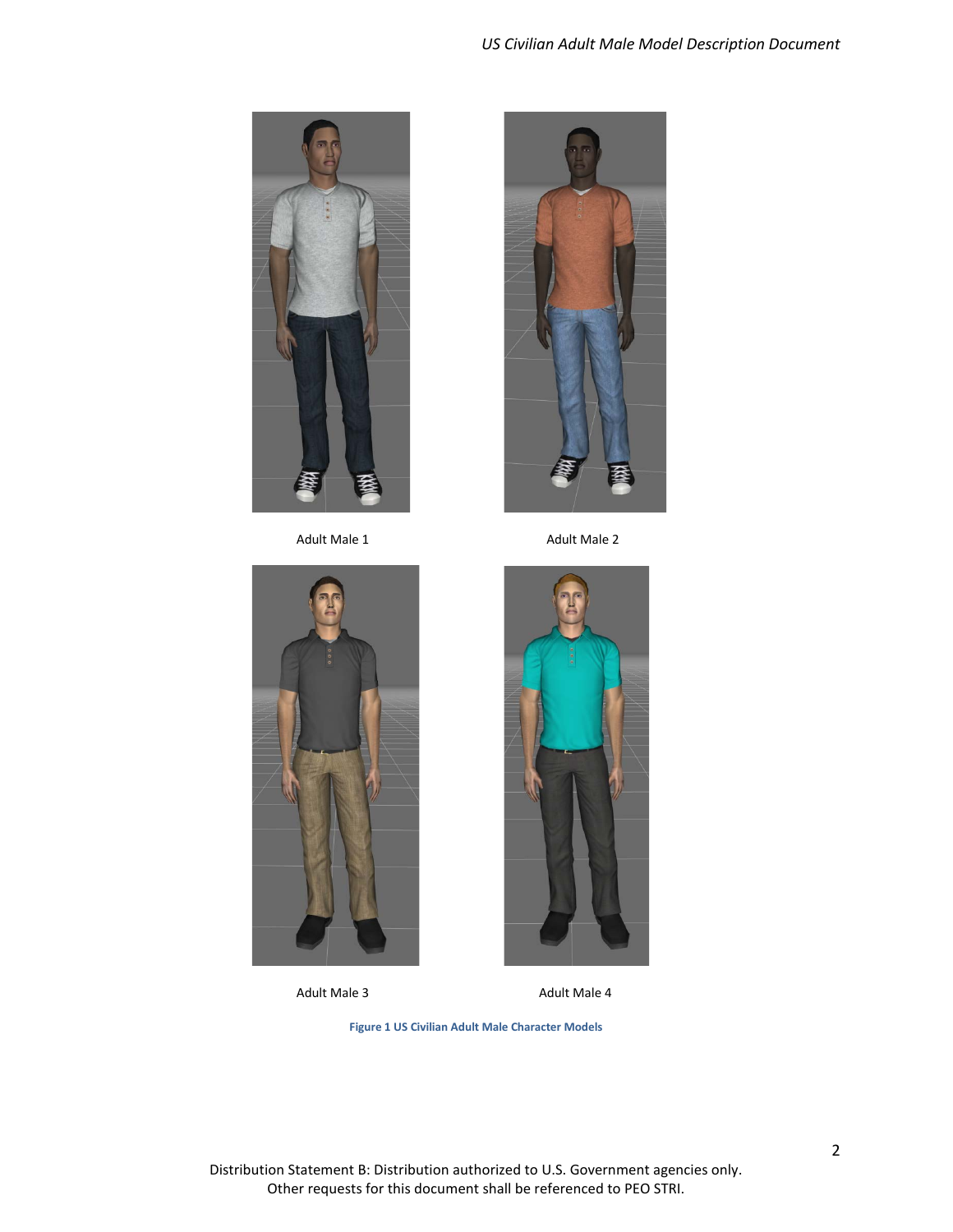Adult Male 1

Adult Male 2

Adult Male 3

Adult Male 4

**Figure 1 US Civilian Adult Male Character Models**

Distribution Statement B: Distribution authorized to U.S. Government agencies only.
Other requests for this document shall be referenced to PEO STRI.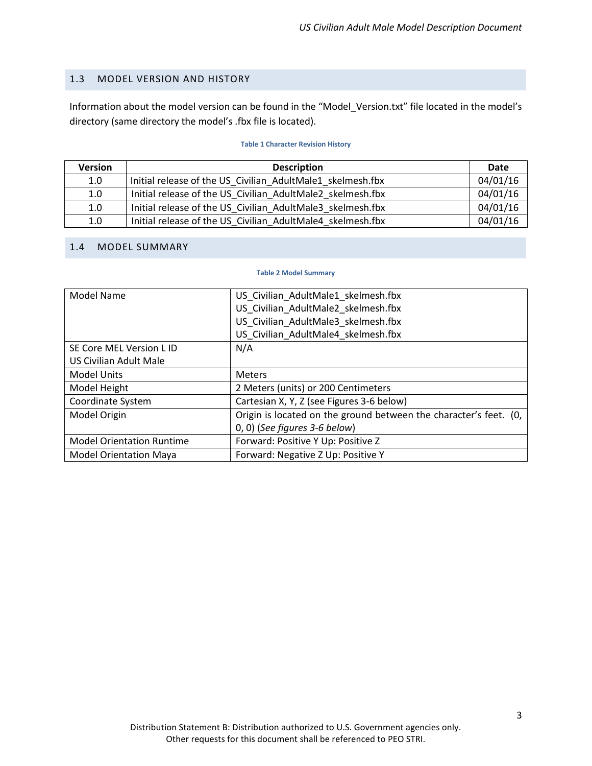## 1.3 MODEL VERSION AND HISTORY

Information about the model version can be found in the "Model_Version.txt" file located in the model's directory (same directory the model's .fbx file is located).

**Table 1 Character Revision History**

| Version | Description | Date |
|---|---|---|
| 1.0 | Initial release of the US_Civilian_AdultMale1_skelmesh.fbx | 04/01/16 |
| 1.0 | Initial release of the US_Civilian_AdultMale2_skelmesh.fbx | 04/01/16 |
| 1.0 | Initial release of the US_Civilian_AdultMale3_skelmesh.fbx | 04/01/16 |
| 1.0 | Initial release of the US_Civilian_AdultMale4_skelmesh.fbx | 04/01/16 |

## 1.4 MODEL SUMMARY

**Table 2 Model Summary**

| | |
|---|---|
| Model Name | US_Civilian_AdultMale1_skelmesh.fbx<br>US_Civilian_AdultMale2_skelmesh.fbx<br>US_Civilian_AdultMale3_skelmesh.fbx<br>US_Civilian_AdultMale4_skelmesh.fbx |
| SE Core MEL Version L ID<br>US Civilian Adult Male | N/A |
| Model Units | Meters |
| Model Height | 2 Meters (units) or 200 Centimeters |
| Coordinate System | Cartesian X, Y, Z (see Figures 3-6 below) |
| Model Origin | Origin is located on the ground between the character's feet. (0, 0, 0) (*See figures 3-6 below*) |
| Model Orientation Runtime | Forward: Positive Y Up: Positive Z |
| Model Orientation Maya | Forward: Negative Z Up: Positive Y |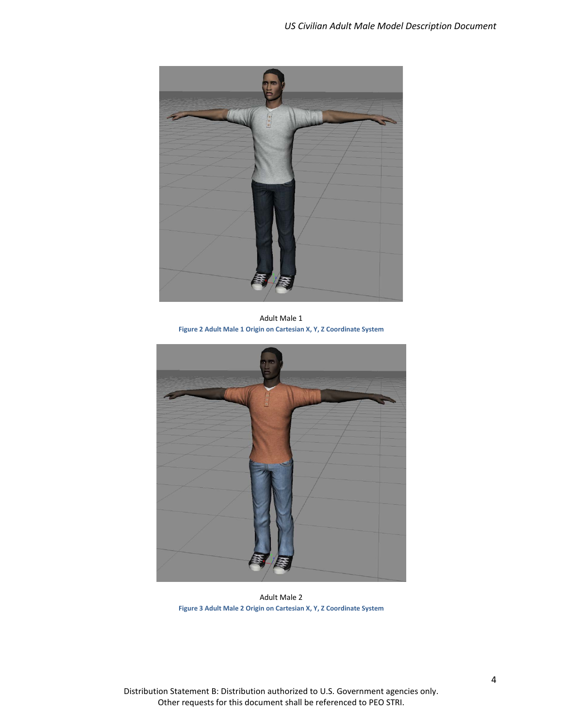Adult Male 1

Figure 2 Adult Male 1 Origin on Cartesian X, Y, Z Coordinate System

Adult Male 2

Figure 3 Adult Male 2 Origin on Cartesian X, Y, Z Coordinate System

Distribution Statement B: Distribution authorized to U.S. Government agencies only. Other requests for this document shall be referenced to PEO STRI.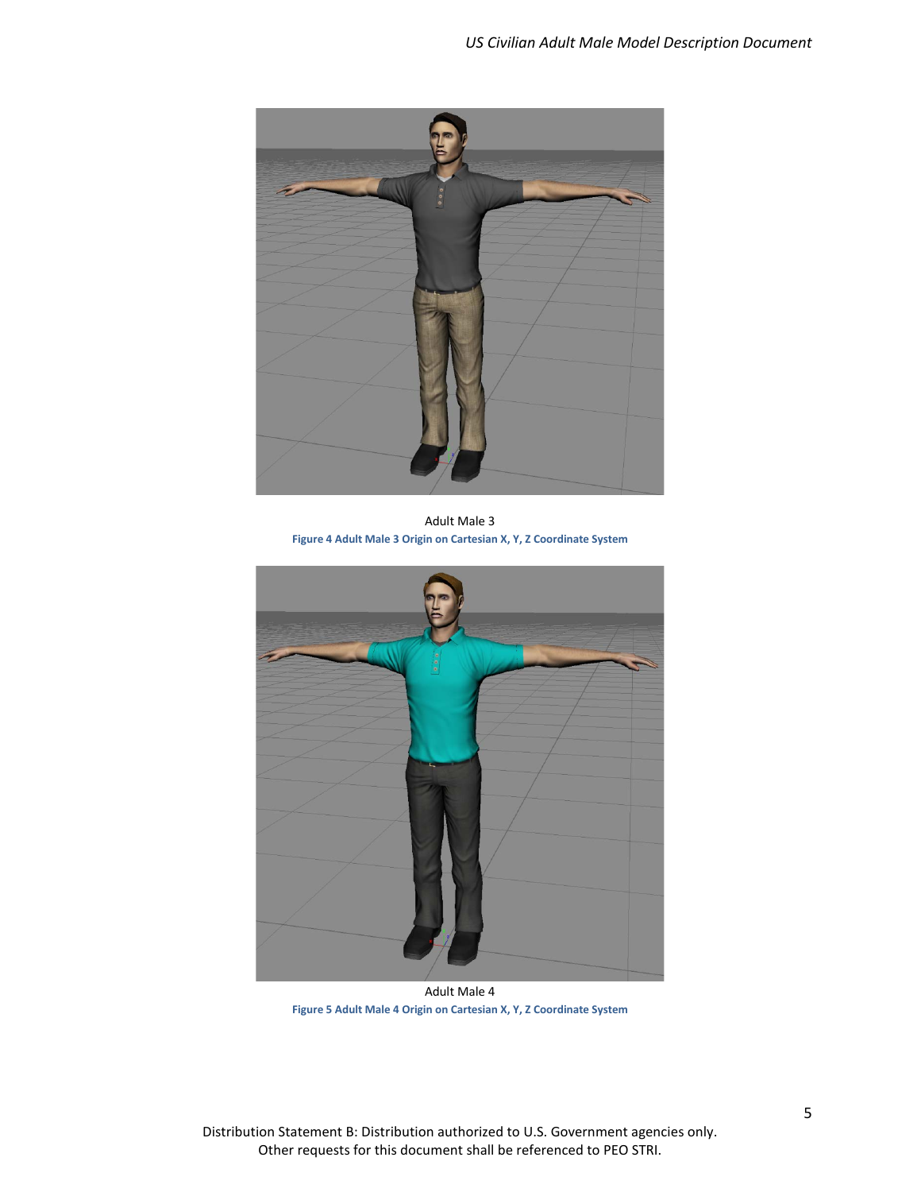Adult Male 3

Figure 4 Adult Male 3 Origin on Cartesian X, Y, Z Coordinate System

Adult Male 4

Figure 5 Adult Male 4 Origin on Cartesian X, Y, Z Coordinate System

Distribution Statement B: Distribution authorized to U.S. Government agencies only.
Other requests for this document shall be referenced to PEO STRI.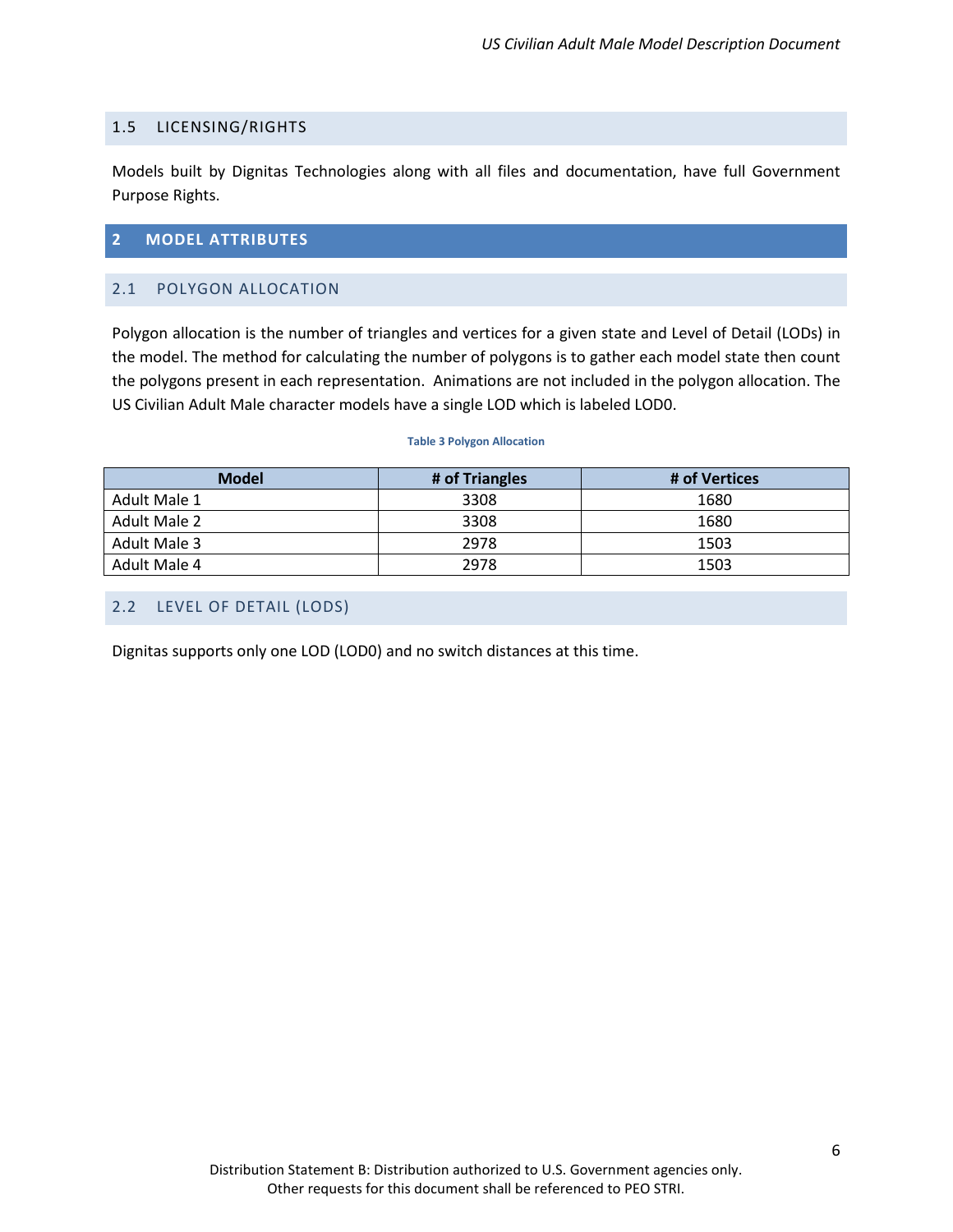### 1.5 LICENSING/RIGHTS

Models built by Dignitas Technologies along with all files and documentation, have full Government Purpose Rights.

## 2 MODEL ATTRIBUTES

### 2.1 POLYGON ALLOCATION

Polygon allocation is the number of triangles and vertices for a given state and Level of Detail (LODs) in the model. The method for calculating the number of polygons is to gather each model state then count the polygons present in each representation. Animations are not included in the polygon allocation. The US Civilian Adult Male character models have a single LOD which is labeled LOD0.

**Table 3 Polygon Allocation**

| Model | # of Triangles | # of Vertices |
|---|---|---|
| Adult Male 1 | 3308 | 1680 |
| Adult Male 2 | 3308 | 1680 |
| Adult Male 3 | 2978 | 1503 |
| Adult Male 4 | 2978 | 1503 |

### 2.2 LEVEL OF DETAIL (LODS)

Dignitas supports only one LOD (LOD0) and no switch distances at this time.

Distribution Statement B: Distribution authorized to U.S. Government agencies only.
Other requests for this document shall be referenced to PEO STRI.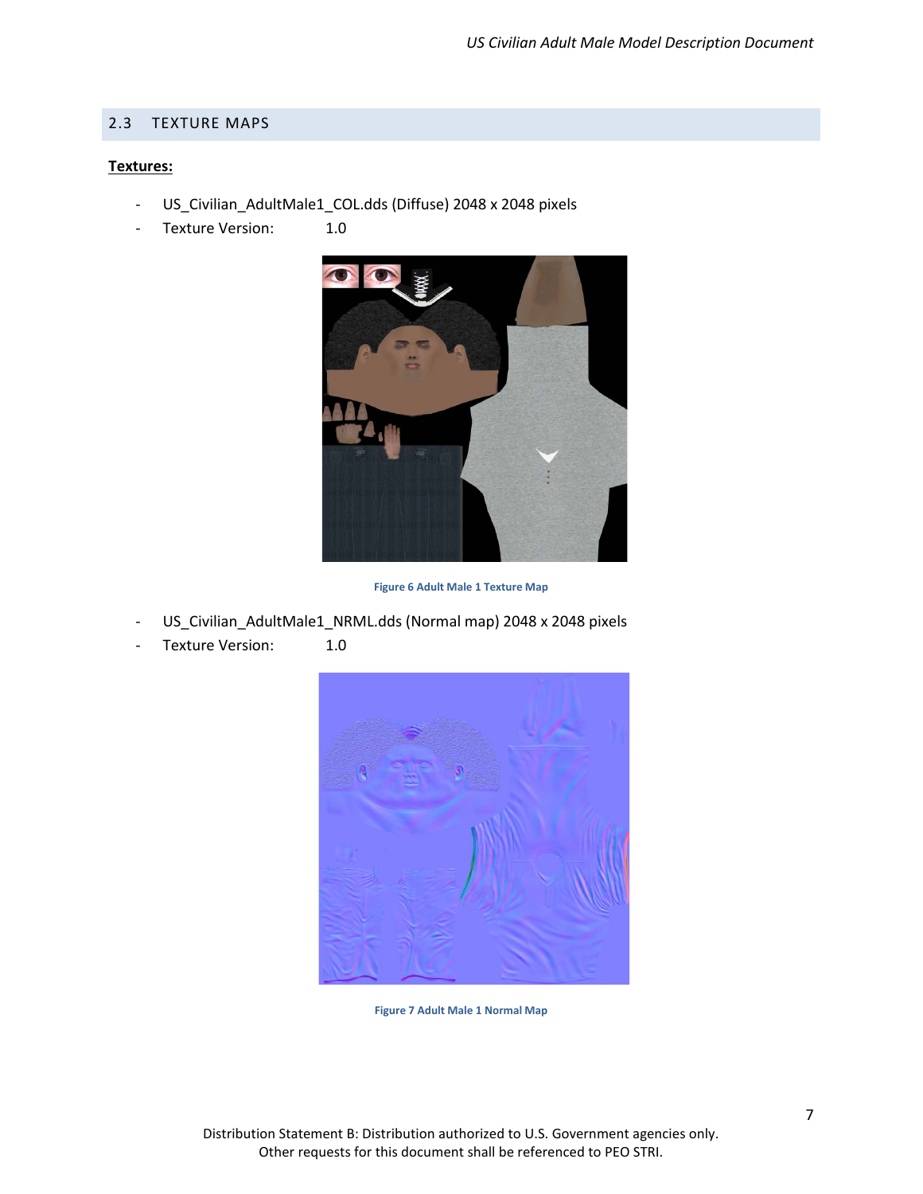## 2.3 TEXTURE MAPS

**Textures:**

- US_Civilian_AdultMale1_COL.dds (Diffuse) 2048 x 2048 pixels
- Texture Version: 1.0

Figure 6 Adult Male 1 Texture Map

- US_Civilian_AdultMale1_NRML.dds (Normal map) 2048 x 2048 pixels
- Texture Version: 1.0

Figure 7 Adult Male 1 Normal Map

Distribution Statement B: Distribution authorized to U.S. Government agencies only.
Other requests for this document shall be referenced to PEO STRI.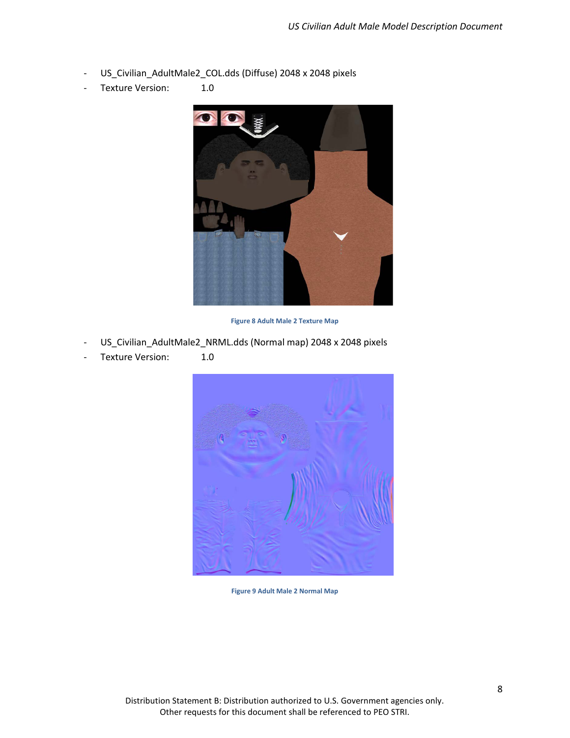- US_Civilian_AdultMale2_COL.dds (Diffuse) 2048 x 2048 pixels
- Texture Version: 1.0

Figure 8 Adult Male 2 Texture Map

- US_Civilian_AdultMale2_NRML.dds (Normal map) 2048 x 2048 pixels
- Texture Version: 1.0

Figure 9 Adult Male 2 Normal Map

Distribution Statement B: Distribution authorized to U.S. Government agencies only.
Other requests for this document shall be referenced to PEO STRI.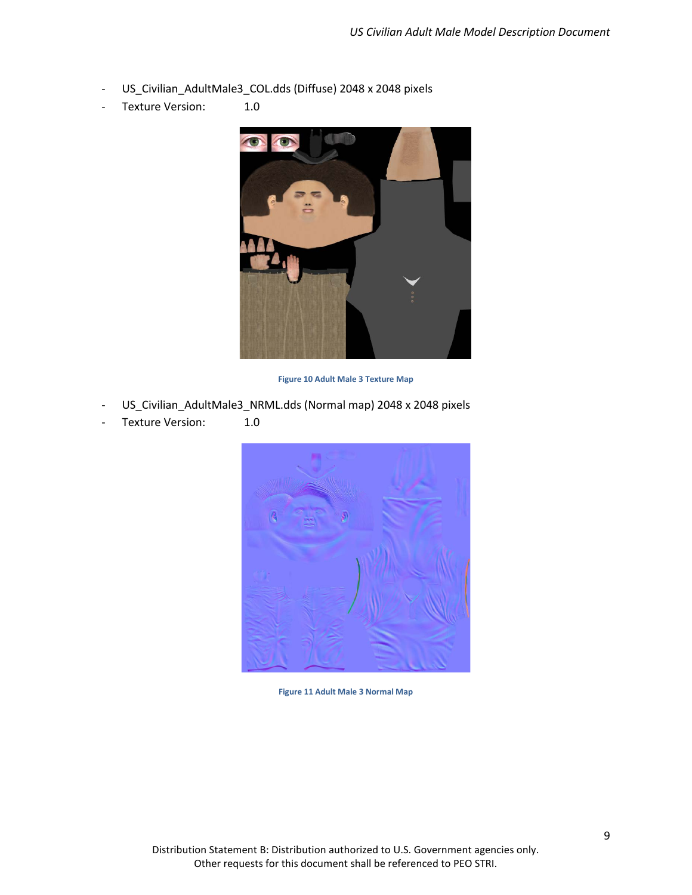- US_Civilian_AdultMale3_COL.dds (Diffuse) 2048 x 2048 pixels
- Texture Version: 1.0

Figure 10 Adult Male 3 Texture Map

- US_Civilian_AdultMale3_NRML.dds (Normal map) 2048 x 2048 pixels
- Texture Version: 1.0

Figure 11 Adult Male 3 Normal Map

Distribution Statement B: Distribution authorized to U.S. Government agencies only.
Other requests for this document shall be referenced to PEO STRI.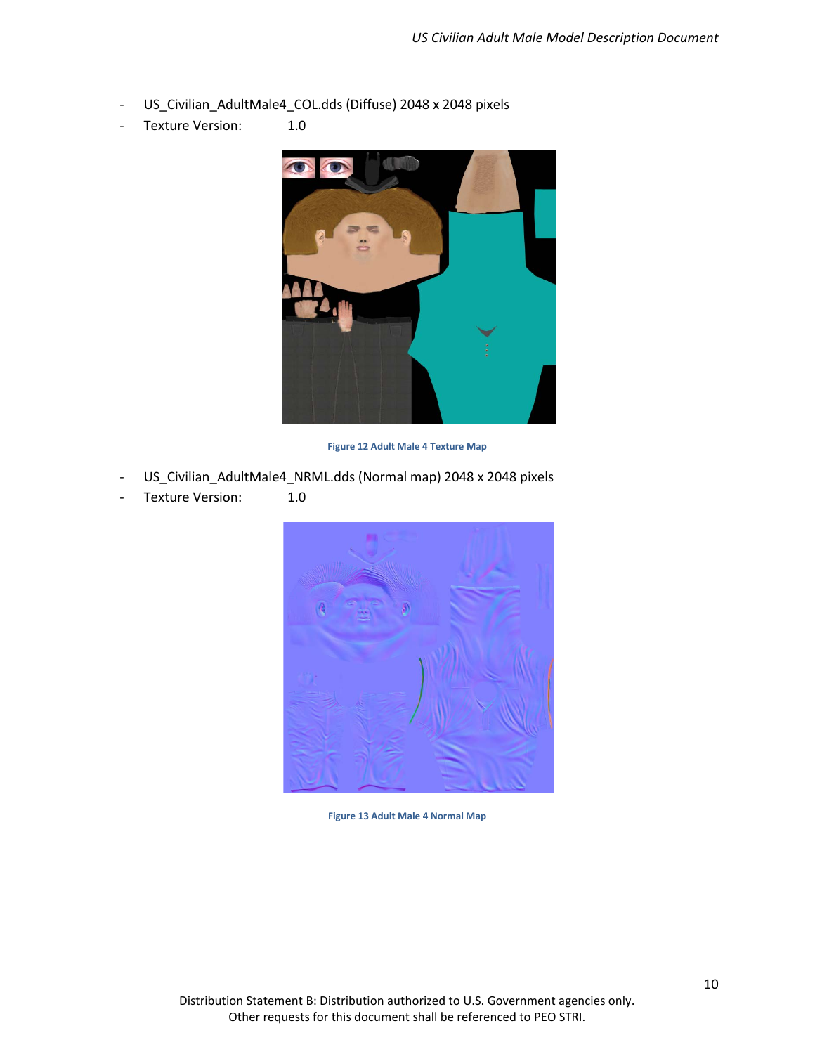- US_Civilian_AdultMale4_COL.dds (Diffuse) 2048 x 2048 pixels
- Texture Version: 1.0

Figure 12 Adult Male 4 Texture Map

- US_Civilian_AdultMale4_NRML.dds (Normal map) 2048 x 2048 pixels
- Texture Version: 1.0

Figure 13 Adult Male 4 Normal Map

Distribution Statement B: Distribution authorized to U.S. Government agencies only.
Other requests for this document shall be referenced to PEO STRI.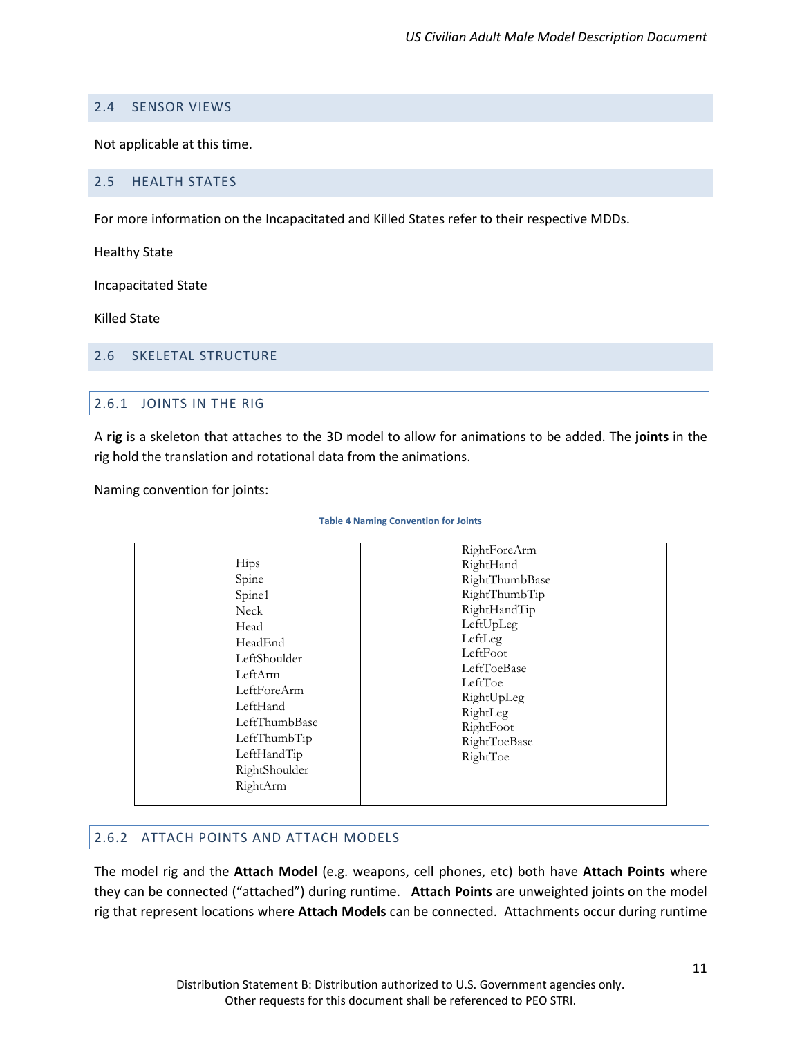## 2.4 SENSOR VIEWS

Not applicable at this time.

## 2.5 HEALTH STATES

For more information on the Incapacitated and Killed States refer to their respective MDDs.

Healthy State

Incapacitated State

Killed State

## 2.6 SKELETAL STRUCTURE

### 2.6.1 JOINTS IN THE RIG

A **rig** is a skeleton that attaches to the 3D model to allow for animations to be added. The **joints** in the rig hold the translation and rotational data from the animations.

Naming convention for joints:

**Table 4 Naming Convention for Joints**

| | |
|---|---|
| Hips<br>Spine<br>Spine1<br>Neck<br>Head<br>HeadEnd<br>LeftShoulder<br>LeftArm<br>LeftForeArm<br>LeftHand<br>LeftThumbBase<br>LeftThumbTip<br>LeftHandTip<br>RightShoulder<br>RightArm | RightForeArm<br>RightHand<br>RightThumbBase<br>RightThumbTip<br>RightHandTip<br>LeftUpLeg<br>LeftLeg<br>LeftFoot<br>LeftToeBase<br>LeftToe<br>RightUpLeg<br>RightLeg<br>RightFoot<br>RightToeBase<br>RightToe |

### 2.6.2 ATTACH POINTS AND ATTACH MODELS

The model rig and the **Attach Model** (e.g. weapons, cell phones, etc) both have **Attach Points** where they can be connected ("attached") during runtime. **Attach Points** are unweighted joints on the model rig that represent locations where **Attach Models** can be connected. Attachments occur during runtime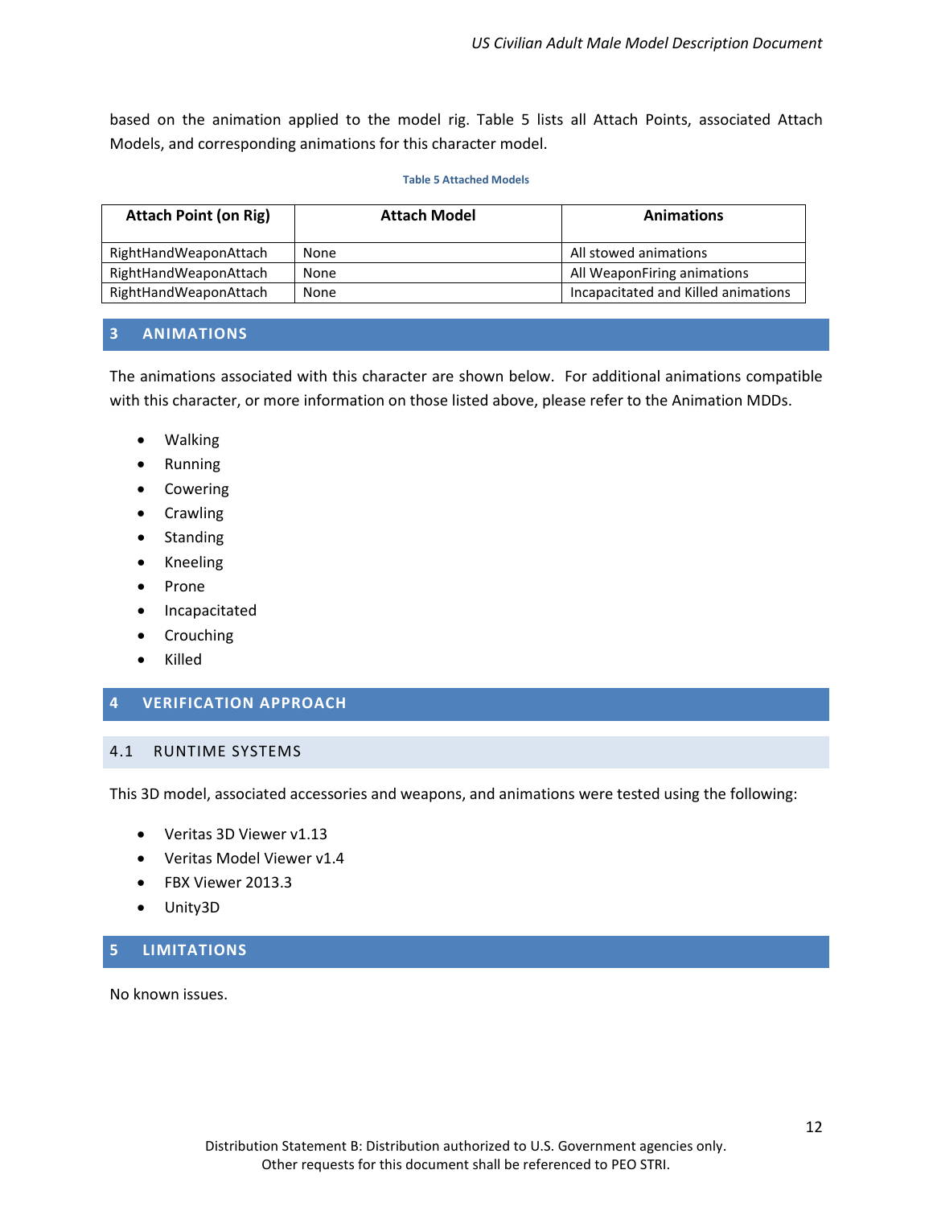based on the animation applied to the model rig. Table 5 lists all Attach Points, associated Attach Models, and corresponding animations for this character model.

**Table 5 Attached Models**

| Attach Point (on Rig) | Attach Model | Animations |
|---|---|---|
| RightHandWeaponAttach | None | All stowed animations |
| RightHandWeaponAttach | None | All WeaponFiring animations |
| RightHandWeaponAttach | None | Incapacitated and Killed animations |

# 3 ANIMATIONS

The animations associated with this character are shown below. For additional animations compatible with this character, or more information on those listed above, please refer to the Animation MDDs.

- Walking
- Running
- Cowering
- Crawling
- Standing
- Kneeling
- Prone
- Incapacitated
- Crouching
- Killed

# 4 VERIFICATION APPROACH

## 4.1 RUNTIME SYSTEMS

This 3D model, associated accessories and weapons, and animations were tested using the following:

- Veritas 3D Viewer v1.13
- Veritas Model Viewer v1.4
- FBX Viewer 2013.3
- Unity3D

# 5 LIMITATIONS

No known issues.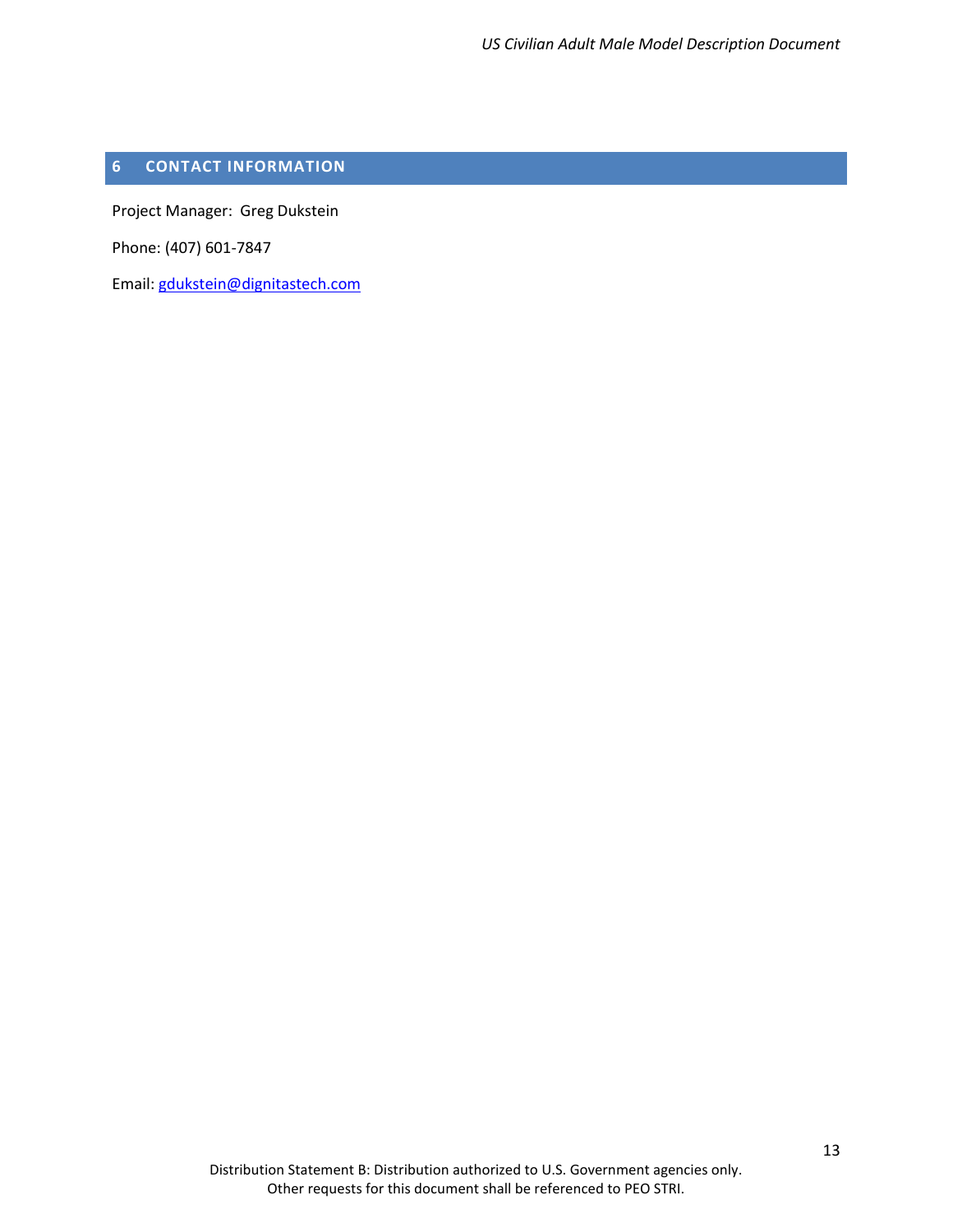## 6 CONTACT INFORMATION

Project Manager: Greg Dukstein

Phone: (407) 601-7847

Email: gdukstein@dignitastech.com

Distribution Statement B: Distribution authorized to U.S. Government agencies only.
Other requests for this document shall be referenced to PEO STRI.